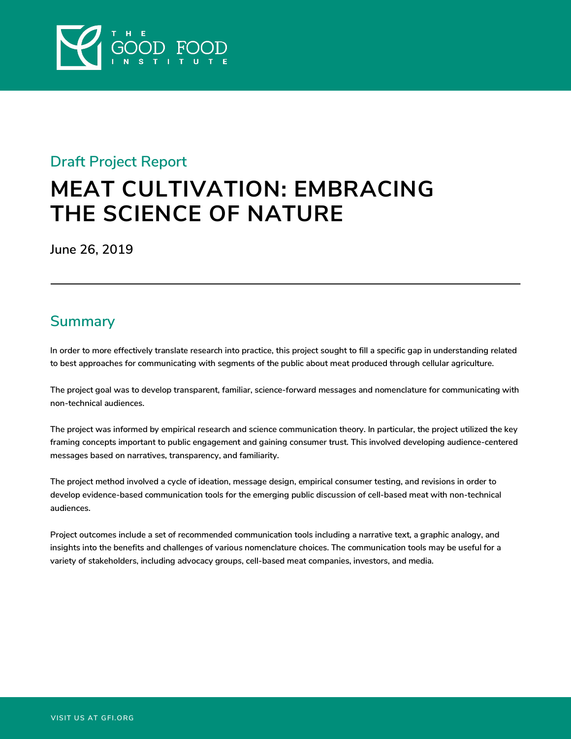THE GOOD FOOD INSTITUTE

## Draft Project Report

# MEAT CULTIVATION: EMBRACING THE SCIENCE OF NATURE

**June 26, 2019**

---

## Summary

In order to more effectively translate research into practice, this project sought to fill a specific gap in understanding related to best approaches for communicating with segments of the public about meat produced through cellular agriculture.

The project goal was to develop transparent, familiar, science-forward messages and nomenclature for communicating with non-technical audiences.

The project was informed by empirical research and science communication theory. In particular, the project utilized the key framing concepts important to public engagement and gaining consumer trust. This involved developing audience-centered messages based on narratives, transparency, and familiarity.

The project method involved a cycle of ideation, message design, empirical consumer testing, and revisions in order to develop evidence-based communication tools for the emerging public discussion of cell-based meat with non-technical audiences.

Project outcomes include a set of recommended communication tools including a narrative text, a graphic analogy, and insights into the benefits and challenges of various nomenclature choices. The communication tools may be useful for a variety of stakeholders, including advocacy groups, cell-based meat companies, investors, and media.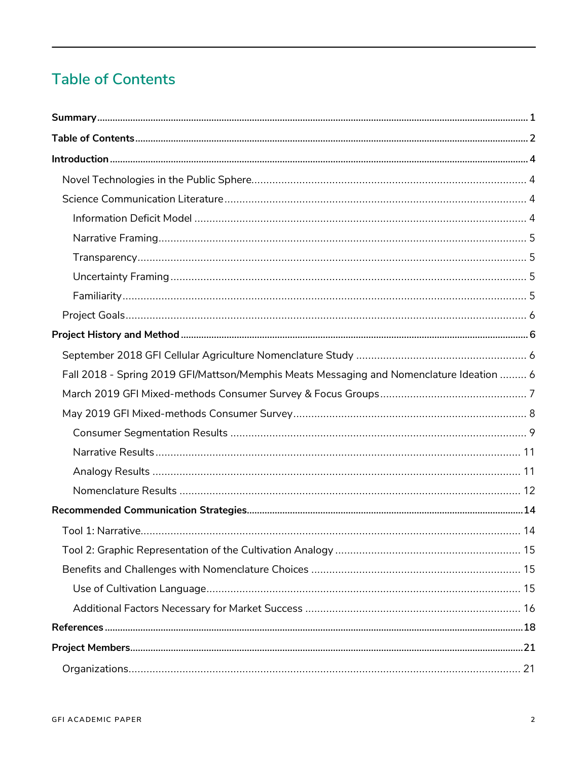# Table of Contents

**Summary** ........................................................................................................ 1

**Table of Contents** ........................................................................................ 2

**Introduction** .................................................................................................. 4

- Novel Technologies in the Public Sphere ............................................................ 4
- Science Communication Literature ...................................................................... 4
  - Information Deficit Model ................................................................................ 4
  - Narrative Framing ............................................................................................ 5
  - Transparency .................................................................................................... 5
  - Uncertainty Framing ........................................................................................ 5
  - Familiarity ........................................................................................................ 5
- Project Goals ...................................................................................................... 6

**Project History and Method** ......................................................................... 6

- September 2018 GFI Cellular Agriculture Nomenclature Study ......................... 6
- Fall 2018 - Spring 2019 GFI/Mattson/Memphis Meats Messaging and Nomenclature Ideation ......... 6
- March 2019 GFI Mixed-methods Consumer Survey & Focus Groups ................. 7
- May 2019 GFI Mixed-methods Consumer Survey ............................................... 8
  - Consumer Segmentation Results .................................................................... 9
  - Narrative Results ............................................................................................ 11
  - Analogy Results .............................................................................................. 11
  - Nomenclature Results .................................................................................... 12

**Recommended Communication Strategies** .................................................. 14

- Tool 1: Narrative ............................................................................................... 14
- Tool 2: Graphic Representation of the Cultivation Analogy ............................. 15
- Benefits and Challenges with Nomenclature Choices ....................................... 15
  - Use of Cultivation Language .......................................................................... 15
  - Additional Factors Necessary for Market Success ......................................... 16

**References** .................................................................................................... 18

**Project Members** .......................................................................................... 21

- Organizations .................................................................................................... 21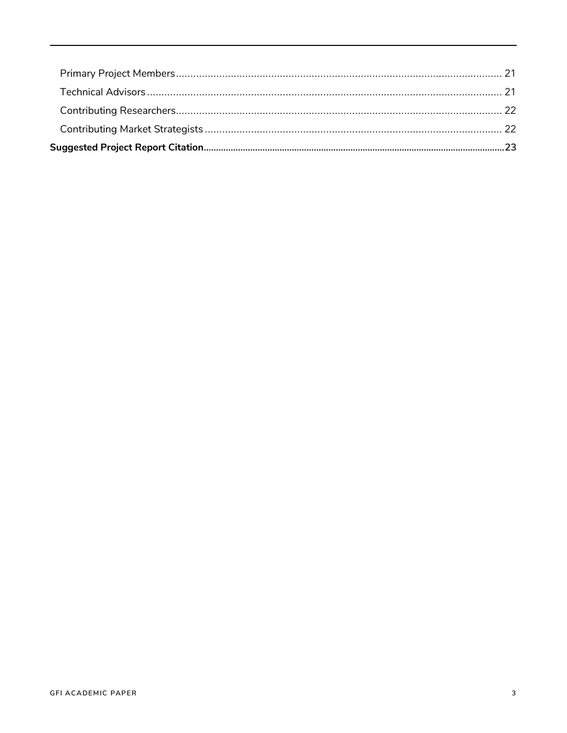- Primary Project Members ..... 21
- Technical Advisors ..... 21
- Contributing Researchers ..... 22
- Contributing Market Strategists ..... 22

**Suggested Project Report Citation** ..... 23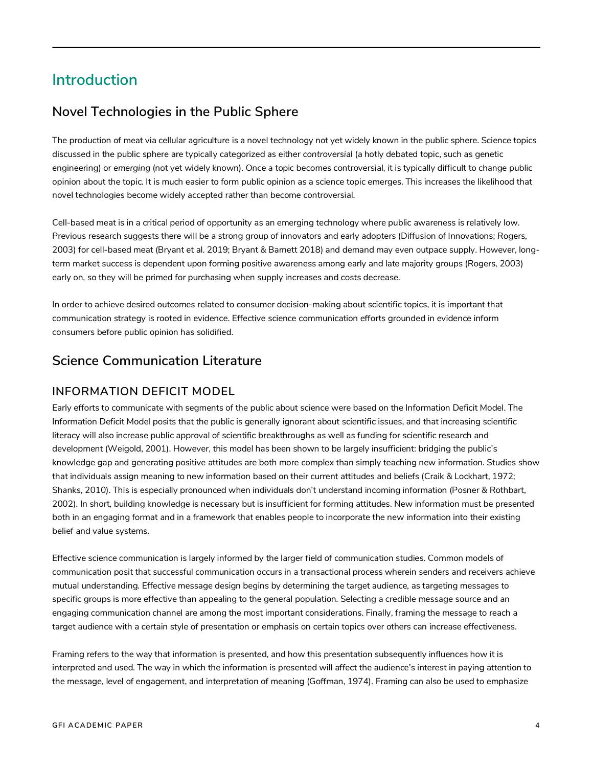# Introduction

## Novel Technologies in the Public Sphere

The production of meat via cellular agriculture is a novel technology not yet widely known in the public sphere. Science topics discussed in the public sphere are typically categorized as either *controversial* (a hotly debated topic, such as genetic engineering) or *emerging* (not yet widely known). Once a topic becomes controversial, it is typically difficult to change public opinion about the topic. It is much easier to form public opinion as a science topic emerges. This increases the likelihood that novel technologies become widely accepted rather than become controversial.

Cell-based meat is in a critical period of opportunity as an emerging technology where public awareness is relatively low. Previous research suggests there will be a strong group of innovators and early adopters (Diffusion of Innovations; Rogers, 2003) for cell-based meat (Bryant et al. 2019; Bryant & Barnett 2018) and demand may even outpace supply. However, long-term market success is dependent upon forming positive awareness among early and late majority groups (Rogers, 2003) early on, so they will be primed for purchasing when supply increases and costs decrease.

In order to achieve desired outcomes related to consumer decision-making about scientific topics, it is important that communication strategy is rooted in evidence. Effective science communication efforts grounded in evidence inform consumers before public opinion has solidified.

## Science Communication Literature

### INFORMATION DEFICIT MODEL

Early efforts to communicate with segments of the public about science were based on the Information Deficit Model. The Information Deficit Model posits that the public is generally ignorant about scientific issues, and that increasing scientific literacy will also increase public approval of scientific breakthroughs as well as funding for scientific research and development (Weigold, 2001). However, this model has been shown to be largely insufficient: bridging the public's knowledge gap and generating positive attitudes are both more complex than simply teaching new information. Studies show that individuals assign meaning to new information based on their current attitudes and beliefs (Craik & Lockhart, 1972; Shanks, 2010). This is especially pronounced when individuals don't understand incoming information (Posner & Rothbart, 2002). In short, building knowledge is necessary but is insufficient for forming attitudes. New information must be presented both in an engaging format and in a framework that enables people to incorporate the new information into their existing belief and value systems.

Effective science communication is largely informed by the larger field of communication studies. Common models of communication posit that successful communication occurs in a transactional process wherein senders and receivers achieve mutual understanding. Effective message design begins by determining the target audience, as targeting messages to specific groups is more effective than appealing to the general population. Selecting a credible message source and an engaging communication channel are among the most important considerations. Finally, framing the message to reach a target audience with a certain style of presentation or emphasis on certain topics over others can increase effectiveness.

Framing refers to the way that information is presented, and how this presentation subsequently influences how it is interpreted and used. The way in which the information is presented will affect the audience's interest in paying attention to the message, level of engagement, and interpretation of meaning (Goffman, 1974). Framing can also be used to emphasize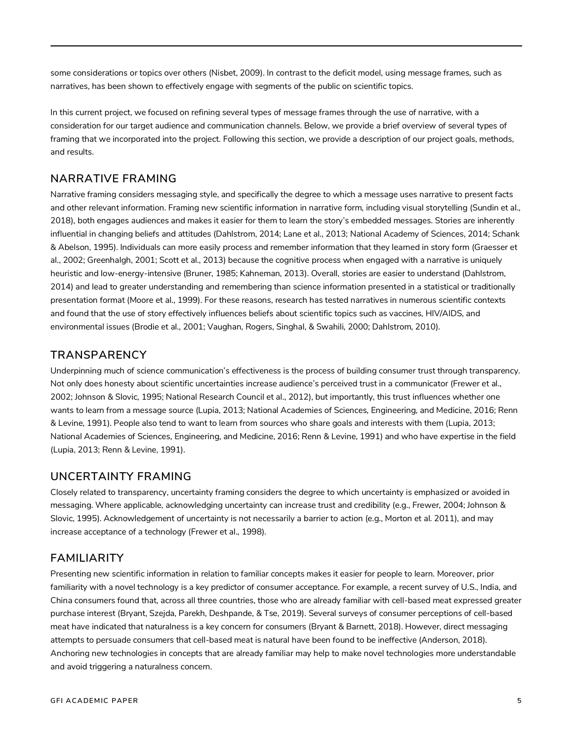some considerations or topics over others (Nisbet, 2009). In contrast to the deficit model, using message frames, such as narratives, has been shown to effectively engage with segments of the public on scientific topics.

In this current project, we focused on refining several types of message frames through the use of narrative, with a consideration for our target audience and communication channels. Below, we provide a brief overview of several types of framing that we incorporated into the project. Following this section, we provide a description of our project goals, methods, and results.

## NARRATIVE FRAMING

Narrative framing considers messaging style, and specifically the degree to which a message uses narrative to present facts and other relevant information. Framing new scientific information in narrative form, including visual storytelling (Sundin et al., 2018), both engages audiences and makes it easier for them to learn the story's embedded messages. Stories are inherently influential in changing beliefs and attitudes (Dahlstrom, 2014; Lane et al., 2013; National Academy of Sciences, 2014; Schank & Abelson, 1995). Individuals can more easily process and remember information that they learned in story form (Graesser et al., 2002; Greenhalgh, 2001; Scott et al., 2013) because the cognitive process when engaged with a narrative is uniquely heuristic and low-energy-intensive (Bruner, 1985; Kahneman, 2013). Overall, stories are easier to understand (Dahlstrom, 2014) and lead to greater understanding and remembering than science information presented in a statistical or traditionally presentation format (Moore et al., 1999). For these reasons, research has tested narratives in numerous scientific contexts and found that the use of story effectively influences beliefs about scientific topics such as vaccines, HIV/AIDS, and environmental issues (Brodie et al., 2001; Vaughan, Rogers, Singhal, & Swahili, 2000; Dahlstrom, 2010).

## TRANSPARENCY

Underpinning much of science communication's effectiveness is the process of building consumer trust through transparency. Not only does honesty about scientific uncertainties increase audience's perceived trust in a communicator (Frewer et al., 2002; Johnson & Slovic, 1995; National Research Council et al., 2012), but importantly, this trust influences whether one wants to learn from a message source (Lupia, 2013; National Academies of Sciences, Engineering, and Medicine, 2016; Renn & Levine, 1991). People also tend to want to learn from sources who share goals and interests with them (Lupia, 2013; National Academies of Sciences, Engineering, and Medicine, 2016; Renn & Levine, 1991) and who have expertise in the field (Lupia, 2013; Renn & Levine, 1991).

## UNCERTAINTY FRAMING

Closely related to transparency, uncertainty framing considers the degree to which uncertainty is emphasized or avoided in messaging. Where applicable, acknowledging uncertainty can increase trust and credibility (e.g., Frewer, 2004; Johnson & Slovic, 1995). Acknowledgement of uncertainty is not necessarily a barrier to action (e.g., Morton et al. 2011), and may increase acceptance of a technology (Frewer et al., 1998).

## FAMILIARITY

Presenting new scientific information in relation to familiar concepts makes it easier for people to learn. Moreover, prior familiarity with a novel technology is a key predictor of consumer acceptance. For example, a recent survey of U.S., India, and China consumers found that, across all three countries, those who are already familiar with cell-based meat expressed greater purchase interest (Bryant, Szejda, Parekh, Deshpande, & Tse, 2019). Several surveys of consumer perceptions of cell-based meat have indicated that naturalness is a key concern for consumers (Bryant & Barnett, 2018). However, direct messaging attempts to persuade consumers that cell-based meat is natural have been found to be ineffective (Anderson, 2018). Anchoring new technologies in concepts that are already familiar may help to make novel technologies more understandable and avoid triggering a naturalness concern.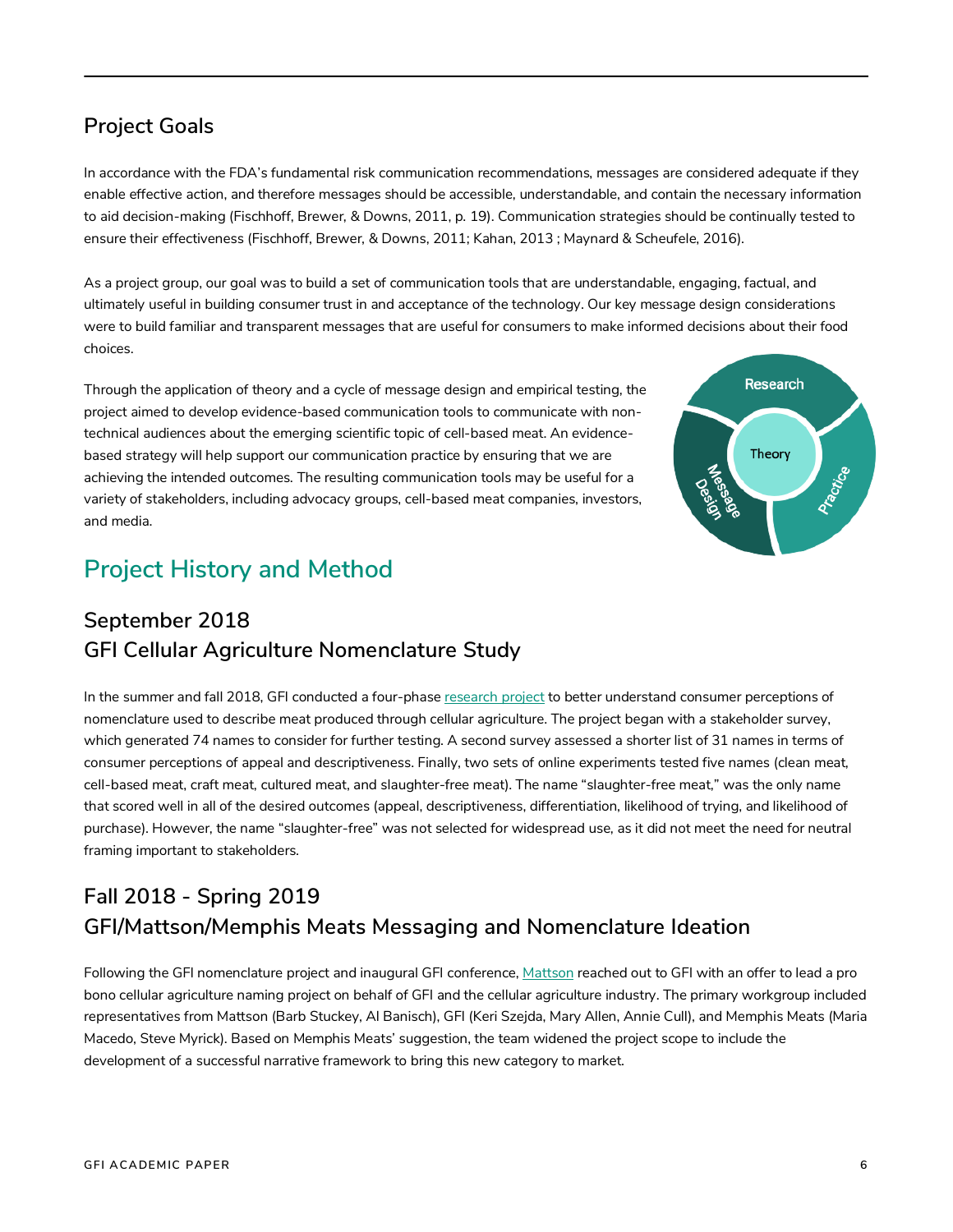## Project Goals

In accordance with the FDA's fundamental risk communication recommendations, messages are considered adequate if they enable effective action, and therefore messages should be accessible, understandable, and contain the necessary information to aid decision-making (Fischhoff, Brewer, & Downs, 2011, p. 19). Communication strategies should be continually tested to ensure their effectiveness (Fischhoff, Brewer, & Downs, 2011; Kahan, 2013 ; Maynard & Scheufele, 2016).

As a project group, our goal was to build a set of communication tools that are understandable, engaging, factual, and ultimately useful in building consumer trust in and acceptance of the technology. Our key message design considerations were to build familiar and transparent messages that are useful for consumers to make informed decisions about their food choices.

Through the application of theory and a cycle of message design and empirical testing, the project aimed to develop evidence-based communication tools to communicate with non-technical audiences about the emerging scientific topic of cell-based meat. An evidence-based strategy will help support our communication practice by ensuring that we are achieving the intended outcomes. The resulting communication tools may be useful for a variety of stakeholders, including advocacy groups, cell-based meat companies, investors, and media.

# Project History and Method

## September 2018
## GFI Cellular Agriculture Nomenclature Study

In the summer and fall 2018, GFI conducted a four-phase research project to better understand consumer perceptions of nomenclature used to describe meat produced through cellular agriculture. The project began with a stakeholder survey, which generated 74 names to consider for further testing. A second survey assessed a shorter list of 31 names in terms of consumer perceptions of appeal and descriptiveness. Finally, two sets of online experiments tested five names (clean meat, cell-based meat, craft meat, cultured meat, and slaughter-free meat). The name "slaughter-free meat," was the only name that scored well in all of the desired outcomes (appeal, descriptiveness, differentiation, likelihood of trying, and likelihood of purchase). However, the name "slaughter-free" was not selected for widespread use, as it did not meet the need for neutral framing important to stakeholders.

## Fall 2018 - Spring 2019
## GFI/Mattson/Memphis Meats Messaging and Nomenclature Ideation

Following the GFI nomenclature project and inaugural GFI conference, Mattson reached out to GFI with an offer to lead a pro bono cellular agriculture naming project on behalf of GFI and the cellular agriculture industry. The primary workgroup included representatives from Mattson (Barb Stuckey, Al Banisch), GFI (Keri Szejda, Mary Allen, Annie Cull), and Memphis Meats (Maria Macedo, Steve Myrick). Based on Memphis Meats' suggestion, the team widened the project scope to include the development of a successful narrative framework to bring this new category to market.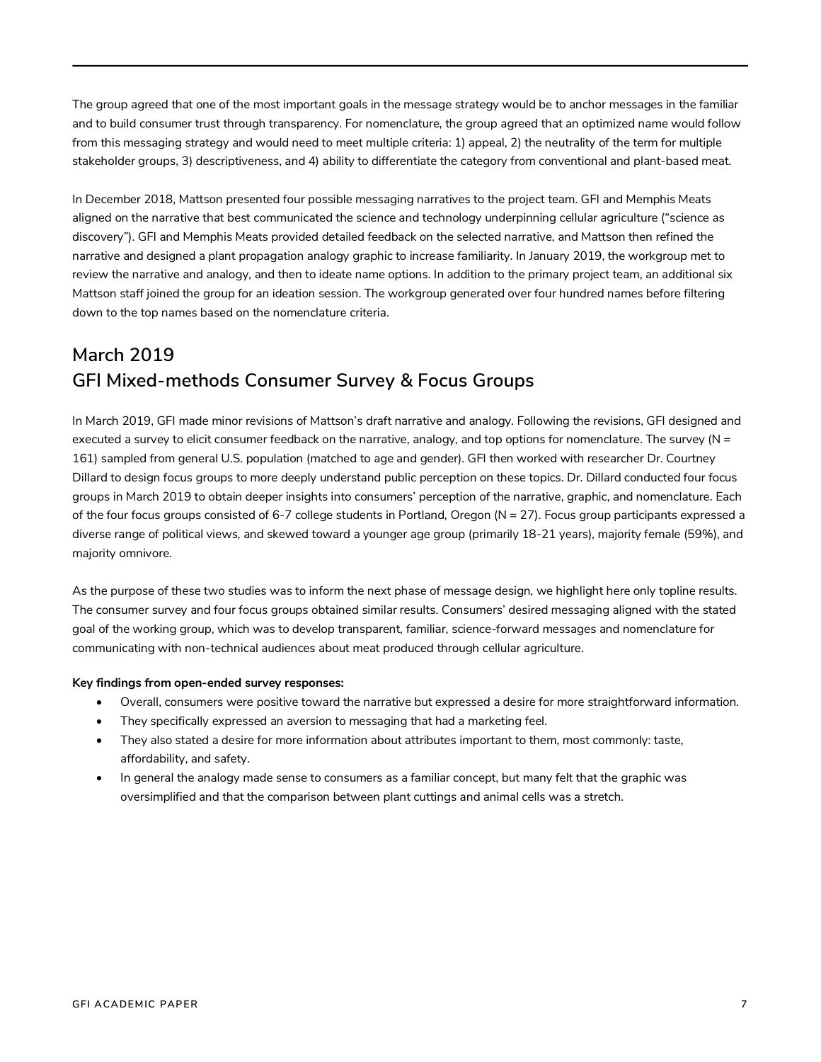The group agreed that one of the most important goals in the message strategy would be to anchor messages in the familiar and to build consumer trust through transparency. For nomenclature, the group agreed that an optimized name would follow from this messaging strategy and would need to meet multiple criteria: 1) appeal, 2) the neutrality of the term for multiple stakeholder groups, 3) descriptiveness, and 4) ability to differentiate the category from conventional and plant-based meat.

In December 2018, Mattson presented four possible messaging narratives to the project team. GFI and Memphis Meats aligned on the narrative that best communicated the science and technology underpinning cellular agriculture ("science as discovery"). GFI and Memphis Meats provided detailed feedback on the selected narrative, and Mattson then refined the narrative and designed a plant propagation analogy graphic to increase familiarity. In January 2019, the workgroup met to review the narrative and analogy, and then to ideate name options. In addition to the primary project team, an additional six Mattson staff joined the group for an ideation session. The workgroup generated over four hundred names before filtering down to the top names based on the nomenclature criteria.

## March 2019
## GFI Mixed-methods Consumer Survey & Focus Groups

In March 2019, GFI made minor revisions of Mattson's draft narrative and analogy. Following the revisions, GFI designed and executed a survey to elicit consumer feedback on the narrative, analogy, and top options for nomenclature. The survey (N = 161) sampled from general U.S. population (matched to age and gender). GFI then worked with researcher Dr. Courtney Dillard to design focus groups to more deeply understand public perception on these topics. Dr. Dillard conducted four focus groups in March 2019 to obtain deeper insights into consumers' perception of the narrative, graphic, and nomenclature. Each of the four focus groups consisted of 6-7 college students in Portland, Oregon (N = 27). Focus group participants expressed a diverse range of political views, and skewed toward a younger age group (primarily 18-21 years), majority female (59%), and majority omnivore.

As the purpose of these two studies was to inform the next phase of message design, we highlight here only topline results. The consumer survey and four focus groups obtained similar results. Consumers' desired messaging aligned with the stated goal of the working group, which was to develop transparent, familiar, science-forward messages and nomenclature for communicating with non-technical audiences about meat produced through cellular agriculture.

**Key findings from open-ended survey responses:**

- Overall, consumers were positive toward the narrative but expressed a desire for more straightforward information.
- They specifically expressed an aversion to messaging that had a marketing feel.
- They also stated a desire for more information about attributes important to them, most commonly: taste, affordability, and safety.
- In general the analogy made sense to consumers as a familiar concept, but many felt that the graphic was oversimplified and that the comparison between plant cuttings and animal cells was a stretch.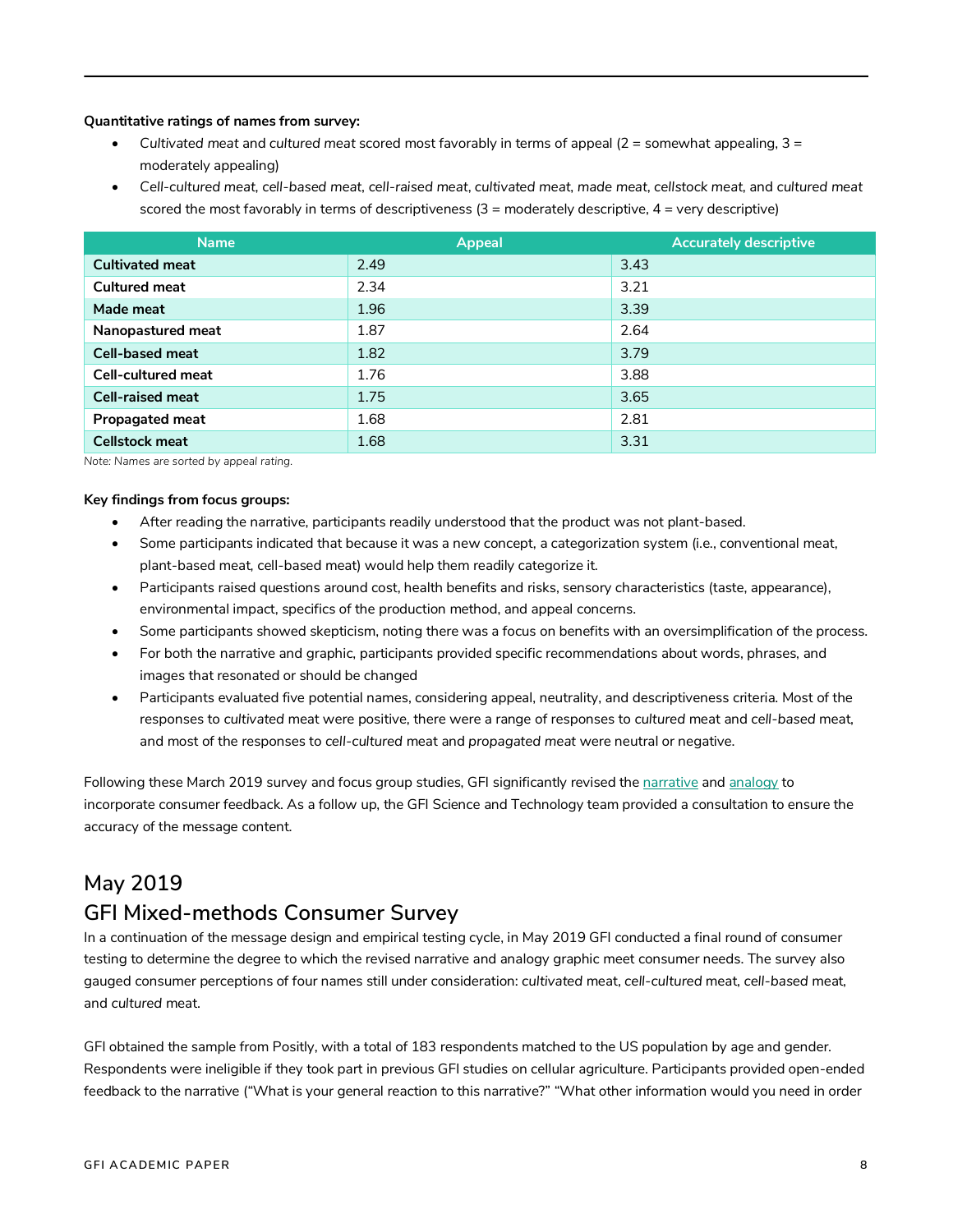**Quantitative ratings of names from survey:**

- *Cultivated meat* and *cultured meat* scored most favorably in terms of appeal (2 = somewhat appealing, 3 = moderately appealing)
- *Cell-cultured meat*, *cell-based meat*, *cell-raised meat*, *cultivated meat*, *made meat*, *cellstock meat*, and *cultured meat* scored the most favorably in terms of descriptiveness (3 = moderately descriptive, 4 = very descriptive)

| Name | Appeal | Accurately descriptive |
| --- | --- | --- |
| **Cultivated meat** | 2.49 | 3.43 |
| **Cultured meat** | 2.34 | 3.21 |
| **Made meat** | 1.96 | 3.39 |
| **Nanopastured meat** | 1.87 | 2.64 |
| **Cell-based meat** | 1.82 | 3.79 |
| **Cell-cultured meat** | 1.76 | 3.88 |
| **Cell-raised meat** | 1.75 | 3.65 |
| **Propagated meat** | 1.68 | 2.81 |
| **Cellstock meat** | 1.68 | 3.31 |

*Note: Names are sorted by appeal rating.*

**Key findings from focus groups:**

- After reading the narrative, participants readily understood that the product was not plant-based.
- Some participants indicated that because it was a new concept, a categorization system (i.e., conventional meat, plant-based meat, cell-based meat) would help them readily categorize it.
- Participants raised questions around cost, health benefits and risks, sensory characteristics (taste, appearance), environmental impact, specifics of the production method, and appeal concerns.
- Some participants showed skepticism, noting there was a focus on benefits with an oversimplification of the process.
- For both the narrative and graphic, participants provided specific recommendations about words, phrases, and images that resonated or should be changed
- Participants evaluated five potential names, considering appeal, neutrality, and descriptiveness criteria. Most of the responses to *cultivated* meat were positive, there were a range of responses to *cultured* meat and *cell-based* meat, and most of the responses to *cell-cultured* meat and *propagated meat* were neutral or negative.

Following these March 2019 survey and focus group studies, GFI significantly revised the narrative and analogy to incorporate consumer feedback. As a follow up, the GFI Science and Technology team provided a consultation to ensure the accuracy of the message content.

## May 2019

## GFI Mixed-methods Consumer Survey

In a continuation of the message design and empirical testing cycle, in May 2019 GFI conducted a final round of consumer testing to determine the degree to which the revised narrative and analogy graphic meet consumer needs. The survey also gauged consumer perceptions of four names still under consideration: *cultivated* meat, *cell-cultured* meat, *cell-based* meat, and *cultured* meat.

GFI obtained the sample from Positly, with a total of 183 respondents matched to the US population by age and gender. Respondents were ineligible if they took part in previous GFI studies on cellular agriculture. Participants provided open-ended feedback to the narrative ("What is your general reaction to this narrative?" "What other information would you need in order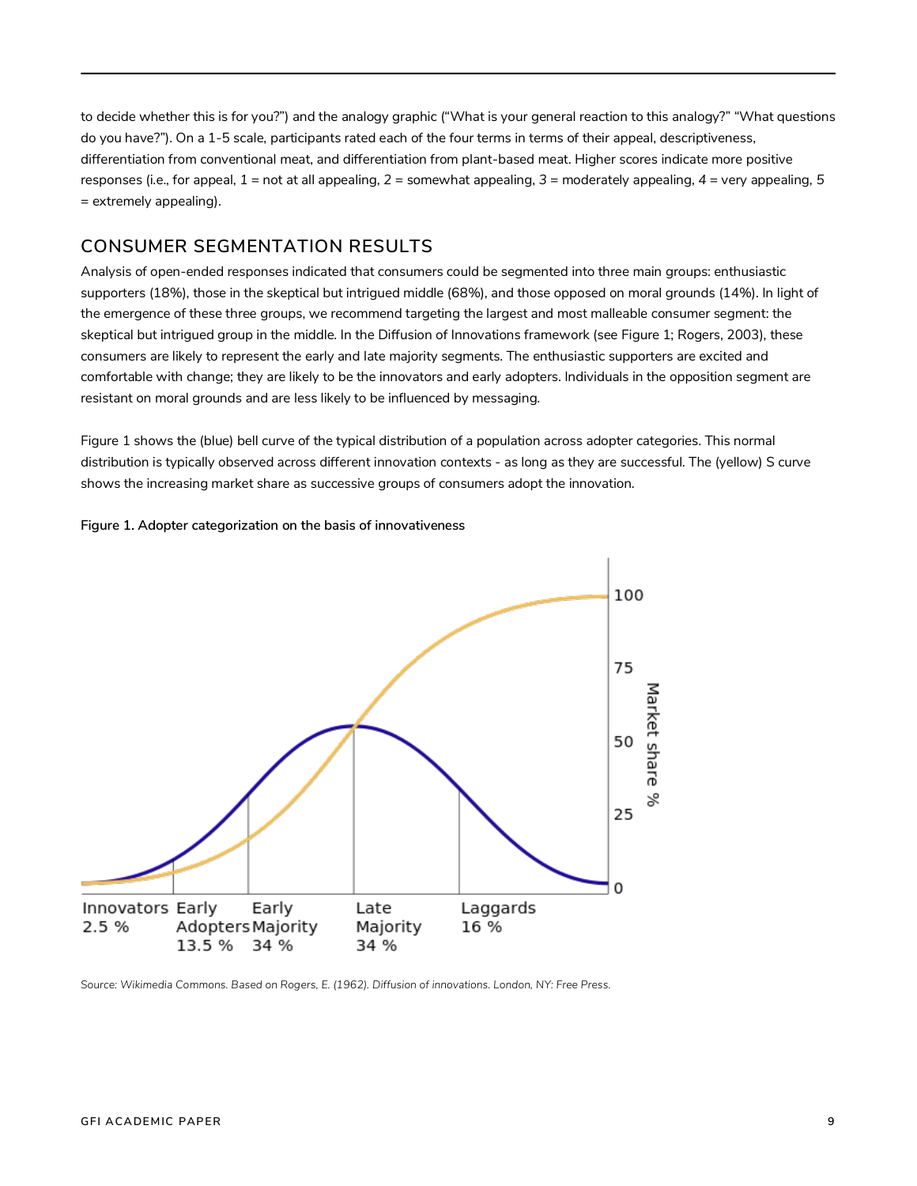to decide whether this is for you?") and the analogy graphic ("What is your general reaction to this analogy?" "What questions do you have?"). On a 1-5 scale, participants rated each of the four terms in terms of their appeal, descriptiveness, differentiation from conventional meat, and differentiation from plant-based meat. Higher scores indicate more positive responses (i.e., for appeal, 1 = not at all appealing, 2 = somewhat appealing, 3 = moderately appealing, 4 = very appealing, 5 = extremely appealing).

## CONSUMER SEGMENTATION RESULTS

Analysis of open-ended responses indicated that consumers could be segmented into three main groups: enthusiastic supporters (18%), those in the skeptical but intrigued middle (68%), and those opposed on moral grounds (14%). In light of the emergence of these three groups, we recommend targeting the largest and most malleable consumer segment: the skeptical but intrigued group in the middle. In the Diffusion of Innovations framework (see Figure 1; Rogers, 2003), these consumers are likely to represent the early and late majority segments. The enthusiastic supporters are excited and comfortable with change; they are likely to be the innovators and early adopters. Individuals in the opposition segment are resistant on moral grounds and are less likely to be influenced by messaging.

Figure 1 shows the (blue) bell curve of the typical distribution of a population across adopter categories. This normal distribution is typically observed across different innovation contexts - as long as they are successful. The (yellow) S curve shows the increasing market share as successive groups of consumers adopt the innovation.

**Figure 1. Adopter categorization on the basis of innovativeness**

Source: *Wikimedia Commons. Based on Rogers, E. (1962). Diffusion of innovations. London, NY: Free Press.*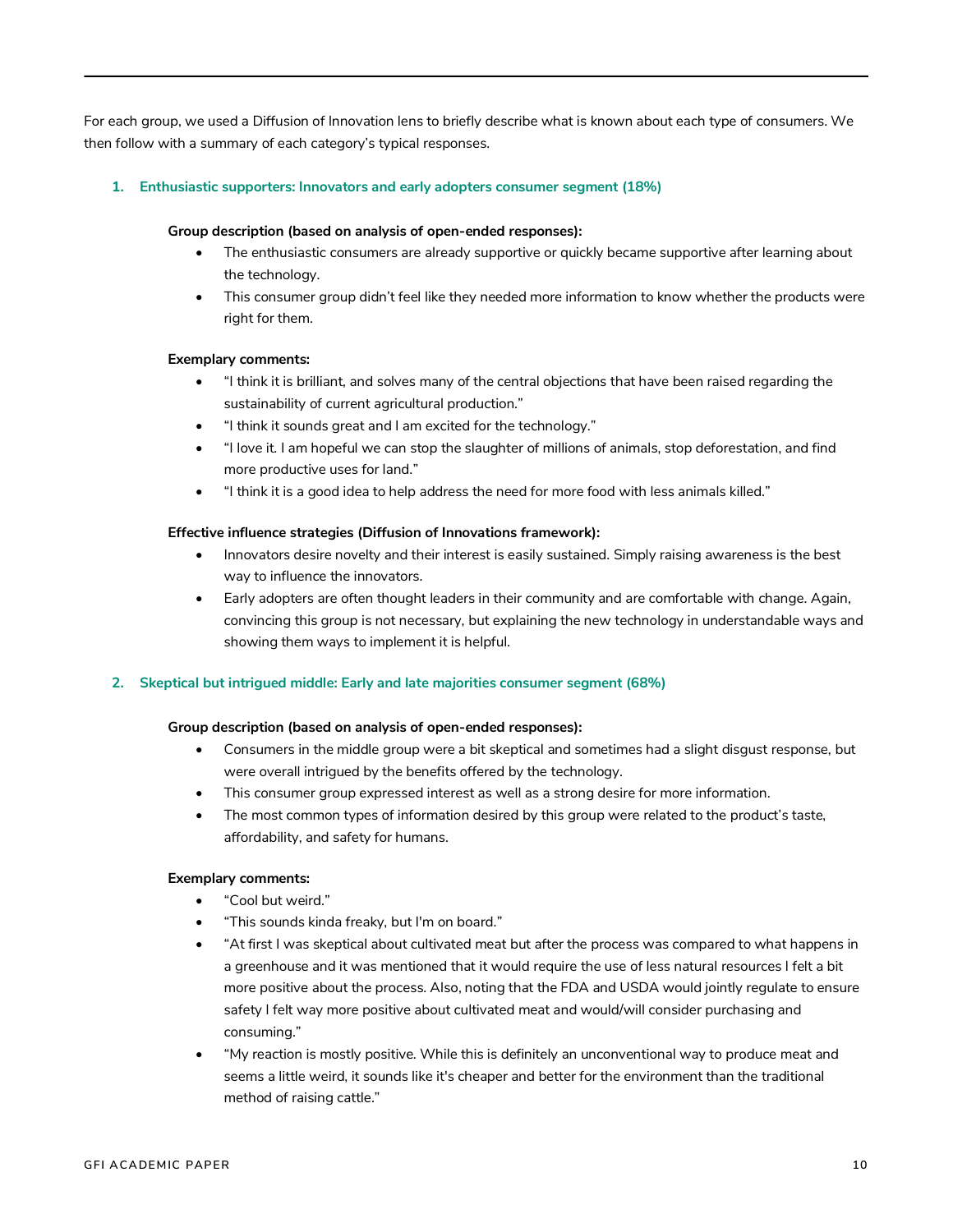For each group, we used a Diffusion of Innovation lens to briefly describe what is known about each type of consumers. We then follow with a summary of each category's typical responses.

1. **Enthusiastic supporters: Innovators and early adopters consumer segment (18%)**

**Group description (based on analysis of open-ended responses):**

- The enthusiastic consumers are already supportive or quickly became supportive after learning about the technology.
- This consumer group didn't feel like they needed more information to know whether the products were right for them.

**Exemplary comments:**

- "I think it is brilliant, and solves many of the central objections that have been raised regarding the sustainability of current agricultural production."
- "I think it sounds great and I am excited for the technology."
- "I love it. I am hopeful we can stop the slaughter of millions of animals, stop deforestation, and find more productive uses for land."
- "I think it is a good idea to help address the need for more food with less animals killed."

**Effective influence strategies (Diffusion of Innovations framework):**

- Innovators desire novelty and their interest is easily sustained. Simply raising awareness is the best way to influence the innovators.
- Early adopters are often thought leaders in their community and are comfortable with change. Again, convincing this group is not necessary, but explaining the new technology in understandable ways and showing them ways to implement it is helpful.

2. **Skeptical but intrigued middle: Early and late majorities consumer segment (68%)**

**Group description (based on analysis of open-ended responses):**

- Consumers in the middle group were a bit skeptical and sometimes had a slight disgust response, but were overall intrigued by the benefits offered by the technology.
- This consumer group expressed interest as well as a strong desire for more information.
- The most common types of information desired by this group were related to the product's taste, affordability, and safety for humans.

**Exemplary comments:**

- "Cool but weird."
- "This sounds kinda freaky, but I'm on board."
- "At first I was skeptical about cultivated meat but after the process was compared to what happens in a greenhouse and it was mentioned that it would require the use of less natural resources I felt a bit more positive about the process. Also, noting that the FDA and USDA would jointly regulate to ensure safety I felt way more positive about cultivated meat and would/will consider purchasing and consuming."
- "My reaction is mostly positive. While this is definitely an unconventional way to produce meat and seems a little weird, it sounds like it's cheaper and better for the environment than the traditional method of raising cattle."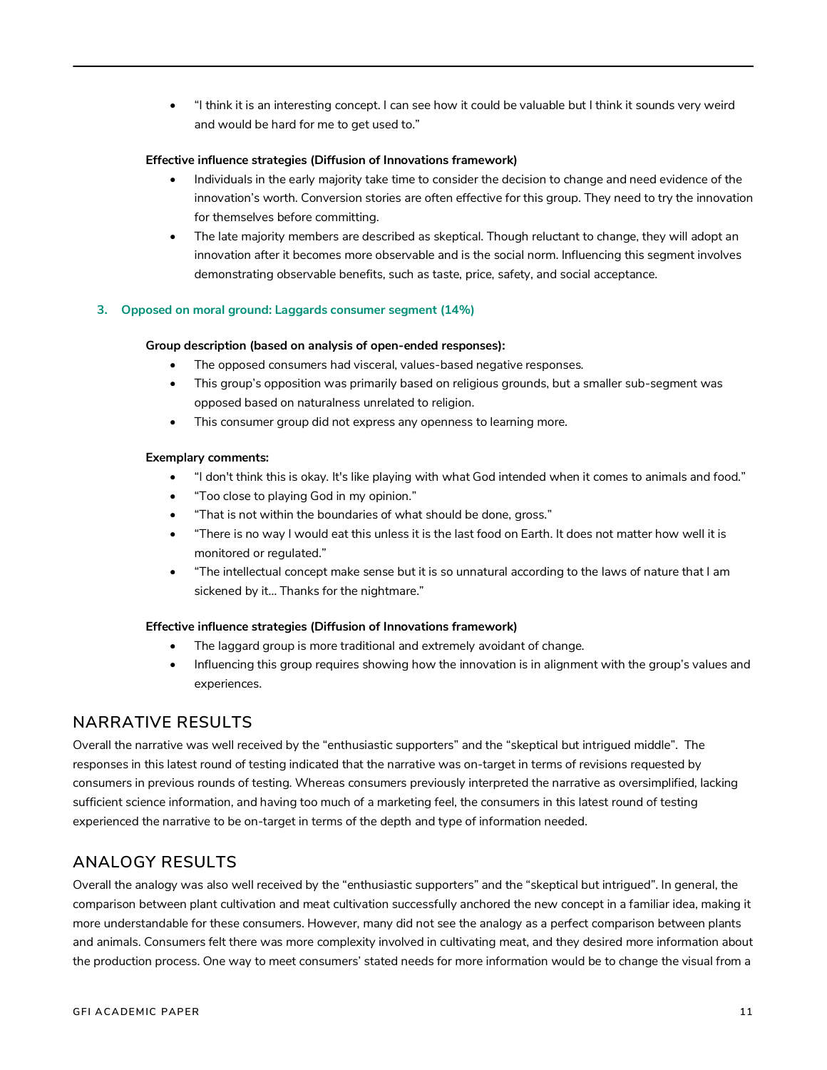- "I think it is an interesting concept. I can see how it could be valuable but I think it sounds very weird and would be hard for me to get used to."

**Effective influence strategies (Diffusion of Innovations framework)**

- Individuals in the early majority take time to consider the decision to change and need evidence of the innovation's worth. Conversion stories are often effective for this group. They need to try the innovation for themselves before committing.
- The late majority members are described as skeptical. Though reluctant to change, they will adopt an innovation after it becomes more observable and is the social norm. Influencing this segment involves demonstrating observable benefits, such as taste, price, safety, and social acceptance.

### 3. Opposed on moral ground: Laggards consumer segment (14%)

**Group description (based on analysis of open-ended responses):**

- The opposed consumers had visceral, values-based negative responses.
- This group's opposition was primarily based on religious grounds, but a smaller sub-segment was opposed based on naturalness unrelated to religion.
- This consumer group did not express any openness to learning more.

**Exemplary comments:**

- "I don't think this is okay. It's like playing with what God intended when it comes to animals and food."
- "Too close to playing God in my opinion."
- "That is not within the boundaries of what should be done, gross."
- "There is no way I would eat this unless it is the last food on Earth. It does not matter how well it is monitored or regulated."
- "The intellectual concept make sense but it is so unnatural according to the laws of nature that I am sickened by it... Thanks for the nightmare."

**Effective influence strategies (Diffusion of Innovations framework)**

- The laggard group is more traditional and extremely avoidant of change.
- Influencing this group requires showing how the innovation is in alignment with the group's values and experiences.

## NARRATIVE RESULTS

Overall the narrative was well received by the "enthusiastic supporters" and the "skeptical but intrigued middle". The responses in this latest round of testing indicated that the narrative was on-target in terms of revisions requested by consumers in previous rounds of testing. Whereas consumers previously interpreted the narrative as oversimplified, lacking sufficient science information, and having too much of a marketing feel, the consumers in this latest round of testing experienced the narrative to be on-target in terms of the depth and type of information needed.

## ANALOGY RESULTS

Overall the analogy was also well received by the "enthusiastic supporters" and the "skeptical but intrigued". In general, the comparison between plant cultivation and meat cultivation successfully anchored the new concept in a familiar idea, making it more understandable for these consumers. However, many did not see the analogy as a perfect comparison between plants and animals. Consumers felt there was more complexity involved in cultivating meat, and they desired more information about the production process. One way to meet consumers' stated needs for more information would be to change the visual from a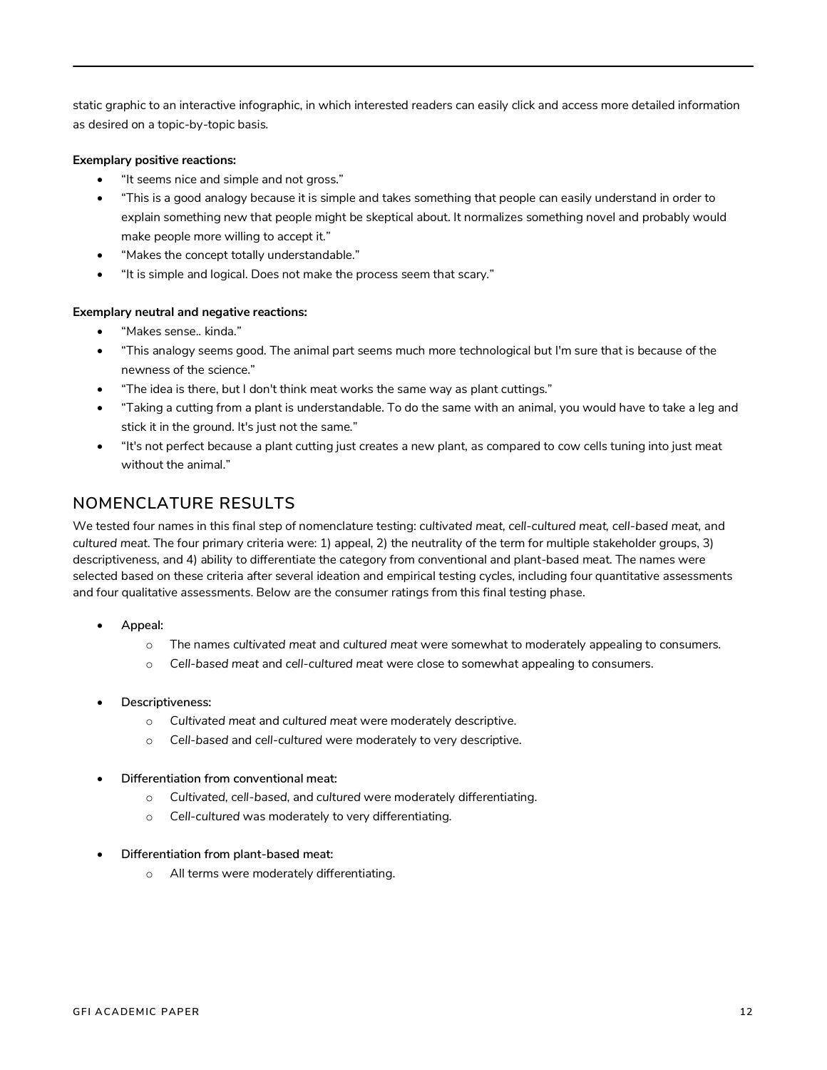static graphic to an interactive infographic, in which interested readers can easily click and access more detailed information as desired on a topic-by-topic basis.

**Exemplary positive reactions:**

- "It seems nice and simple and not gross."
- "This is a good analogy because it is simple and takes something that people can easily understand in order to explain something new that people might be skeptical about. It normalizes something novel and probably would make people more willing to accept it."
- "Makes the concept totally understandable."
- "It is simple and logical. Does not make the process seem that scary."

**Exemplary neutral and negative reactions:**

- "Makes sense.. kinda."
- "This analogy seems good. The animal part seems much more technological but I'm sure that is because of the newness of the science."
- "The idea is there, but I don't think meat works the same way as plant cuttings."
- "Taking a cutting from a plant is understandable. To do the same with an animal, you would have to take a leg and stick it in the ground. It's just not the same."
- "It's not perfect because a plant cutting just creates a new plant, as compared to cow cells tuning into just meat without the animal."

## NOMENCLATURE RESULTS

We tested four names in this final step of nomenclature testing: *cultivated meat, cell-cultured meat, cell-based meat*, and *cultured meat*. The four primary criteria were: 1) appeal, 2) the neutrality of the term for multiple stakeholder groups, 3) descriptiveness, and 4) ability to differentiate the category from conventional and plant-based meat. The names were selected based on these criteria after several ideation and empirical testing cycles, including four quantitative assessments and four qualitative assessments. Below are the consumer ratings from this final testing phase.

- Appeal:
  - The names *cultivated meat* and *cultured meat* were somewhat to moderately appealing to consumers.
  - *Cell-based meat* and *cell-cultured meat* were close to somewhat appealing to consumers.
- Descriptiveness:
  - *Cultivated meat* and *cultured meat* were moderately descriptive.
  - *Cell-based* and *cell-cultured* were moderately to very descriptive.
- Differentiation from conventional meat:
  - *Cultivated, cell-based*, and *cultured* were moderately differentiating.
  - *Cell-cultured* was moderately to very differentiating.
- Differentiation from plant-based meat:
  - All terms were moderately differentiating.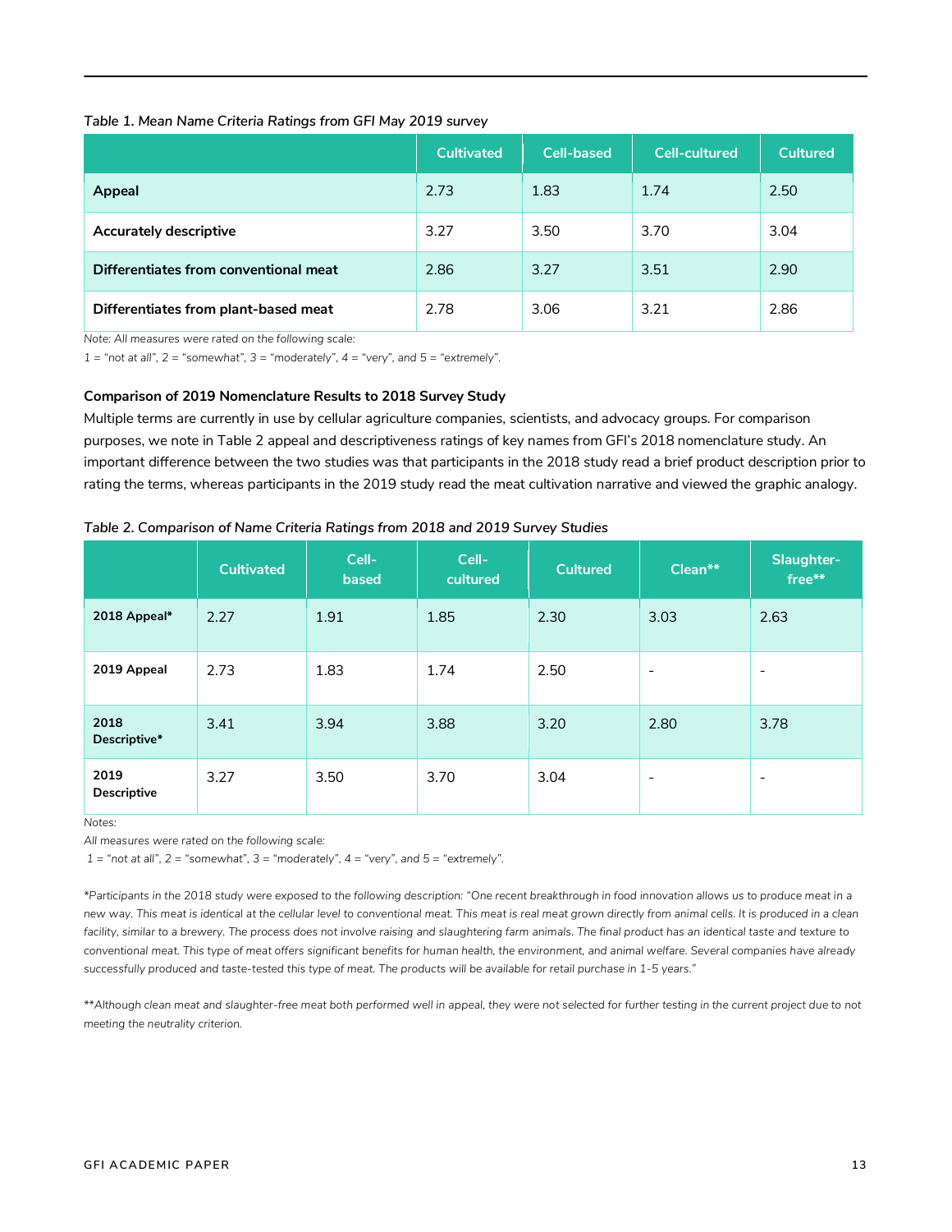*Table 1. Mean Name Criteria Ratings from GFI May 2019 survey*

| | Cultivated | Cell-based | Cell-cultured | Cultured |
|---|---|---|---|---|
| **Appeal** | 2.73 | 1.83 | 1.74 | 2.50 |
| **Accurately descriptive** | 3.27 | 3.50 | 3.70 | 3.04 |
| **Differentiates from conventional meat** | 2.86 | 3.27 | 3.51 | 2.90 |
| **Differentiates from plant-based meat** | 2.78 | 3.06 | 3.21 | 2.86 |

*Note: All measures were rated on the following scale:*

*1 = "not at all", 2 = "somewhat", 3 = "moderately", 4 = "very", and 5 = "extremely".*

**Comparison of 2019 Nomenclature Results to 2018 Survey Study**

Multiple terms are currently in use by cellular agriculture companies, scientists, and advocacy groups. For comparison purposes, we note in Table 2 appeal and descriptiveness ratings of key names from GFI's 2018 nomenclature study. An important difference between the two studies was that participants in the 2018 study read a brief product description prior to rating the terms, whereas participants in the 2019 study read the meat cultivation narrative and viewed the graphic analogy.

*Table 2. Comparison of Name Criteria Ratings from 2018 and 2019 Survey Studies*

| | Cultivated | Cell-based | Cell-cultured | Cultured | Clean** | Slaughter-free** |
|---|---|---|---|---|---|---|
| **2018 Appeal*** | 2.27 | 1.91 | 1.85 | 2.30 | 3.03 | 2.63 |
| **2019 Appeal** | 2.73 | 1.83 | 1.74 | 2.50 | - | - |
| **2018 Descriptive*** | 3.41 | 3.94 | 3.88 | 3.20 | 2.80 | 3.78 |
| **2019 Descriptive** | 3.27 | 3.50 | 3.70 | 3.04 | - | - |

*Notes:*

*All measures were rated on the following scale:*

*1 = "not at all", 2 = "somewhat", 3 = "moderately", 4 = "very", and 5 = "extremely".*

**Participants in the 2018 study were exposed to the following description: "One recent breakthrough in food innovation allows us to produce meat in a new way. This meat is identical at the cellular level to conventional meat. This meat is real meat grown directly from animal cells. It is produced in a clean facility, similar to a brewery. The process does not involve raising and slaughtering farm animals. The final product has an identical taste and texture to conventional meat. This type of meat offers significant benefits for human health, the environment, and animal welfare. Several companies have already successfully produced and taste-tested this type of meat. The products will be available for retail purchase in 1-5 years."*

***Although clean meat and slaughter-free meat both performed well in appeal, they were not selected for further testing in the current project due to not meeting the neutrality criterion.*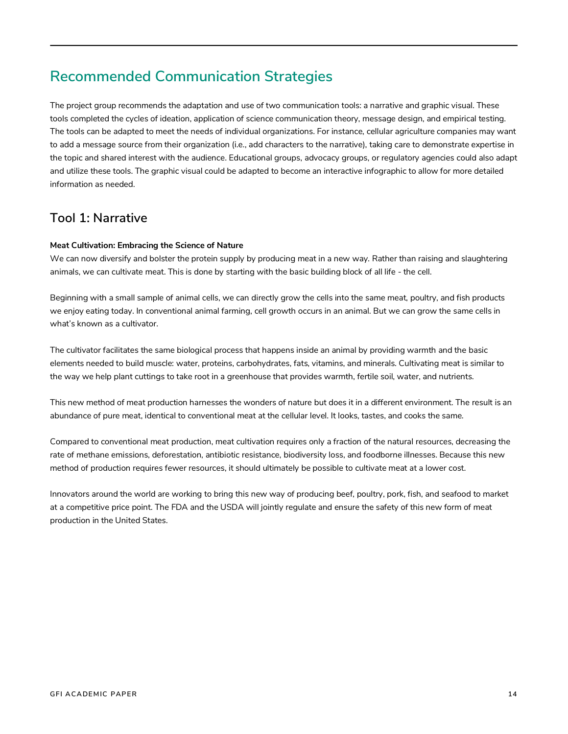## Recommended Communication Strategies

The project group recommends the adaptation and use of two communication tools: a narrative and graphic visual. These tools completed the cycles of ideation, application of science communication theory, message design, and empirical testing. The tools can be adapted to meet the needs of individual organizations. For instance, cellular agriculture companies may want to add a message source from their organization (i.e., add characters to the narrative), taking care to demonstrate expertise in the topic and shared interest with the audience. Educational groups, advocacy groups, or regulatory agencies could also adapt and utilize these tools. The graphic visual could be adapted to become an interactive infographic to allow for more detailed information as needed.

### Tool 1: Narrative

**Meat Cultivation: Embracing the Science of Nature**

We can now diversify and bolster the protein supply by producing meat in a new way. Rather than raising and slaughtering animals, we can cultivate meat. This is done by starting with the basic building block of all life - the cell.

Beginning with a small sample of animal cells, we can directly grow the cells into the same meat, poultry, and fish products we enjoy eating today. In conventional animal farming, cell growth occurs in an animal. But we can grow the same cells in what's known as a cultivator.

The cultivator facilitates the same biological process that happens inside an animal by providing warmth and the basic elements needed to build muscle: water, proteins, carbohydrates, fats, vitamins, and minerals. Cultivating meat is similar to the way we help plant cuttings to take root in a greenhouse that provides warmth, fertile soil, water, and nutrients.

This new method of meat production harnesses the wonders of nature but does it in a different environment. The result is an abundance of pure meat, identical to conventional meat at the cellular level. It looks, tastes, and cooks the same.

Compared to conventional meat production, meat cultivation requires only a fraction of the natural resources, decreasing the rate of methane emissions, deforestation, antibiotic resistance, biodiversity loss, and foodborne illnesses. Because this new method of production requires fewer resources, it should ultimately be possible to cultivate meat at a lower cost.

Innovators around the world are working to bring this new way of producing beef, poultry, pork, fish, and seafood to market at a competitive price point. The FDA and the USDA will jointly regulate and ensure the safety of this new form of meat production in the United States.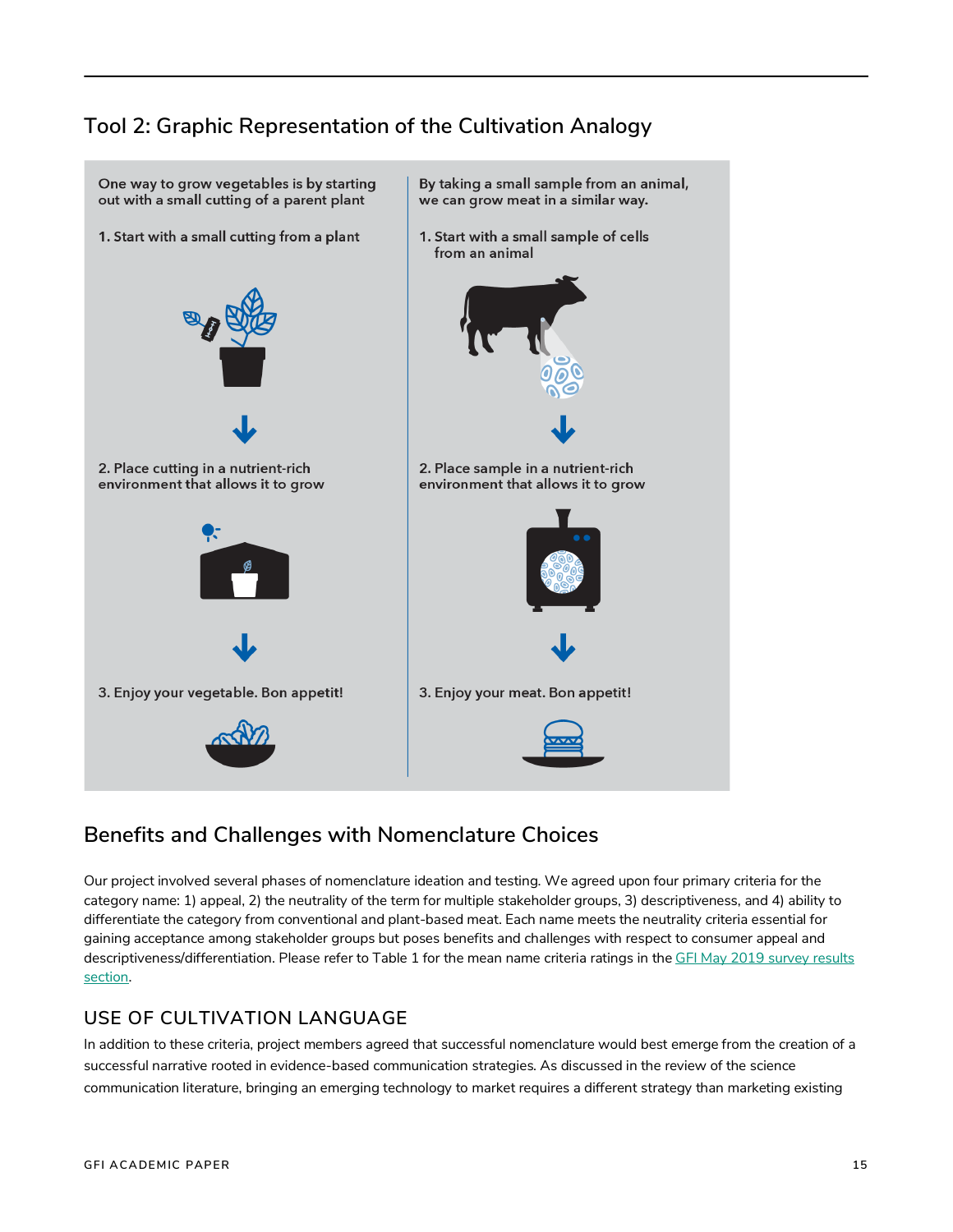## Tool 2: Graphic Representation of the Cultivation Analogy

One way to grow vegetables is by starting out with a small cutting of a parent plant

1. Start with a small cutting from a plant

2. Place cutting in a nutrient-rich environment that allows it to grow

3. Enjoy your vegetable. Bon appetit!

By taking a small sample from an animal, we can grow meat in a similar way.

1. Start with a small sample of cells from an animal

2. Place sample in a nutrient-rich environment that allows it to grow

3. Enjoy your meat. Bon appetit!

## Benefits and Challenges with Nomenclature Choices

Our project involved several phases of nomenclature ideation and testing. We agreed upon four primary criteria for the category name: 1) appeal, 2) the neutrality of the term for multiple stakeholder groups, 3) descriptiveness, and 4) ability to differentiate the category from conventional and plant-based meat. Each name meets the neutrality criteria essential for gaining acceptance among stakeholder groups but poses benefits and challenges with respect to consumer appeal and descriptiveness/differentiation. Please refer to Table 1 for the mean name criteria ratings in the GFI May 2019 survey results section.

### USE OF CULTIVATION LANGUAGE

In addition to these criteria, project members agreed that successful nomenclature would best emerge from the creation of a successful narrative rooted in evidence-based communication strategies. As discussed in the review of the science communication literature, bringing an emerging technology to market requires a different strategy than marketing existing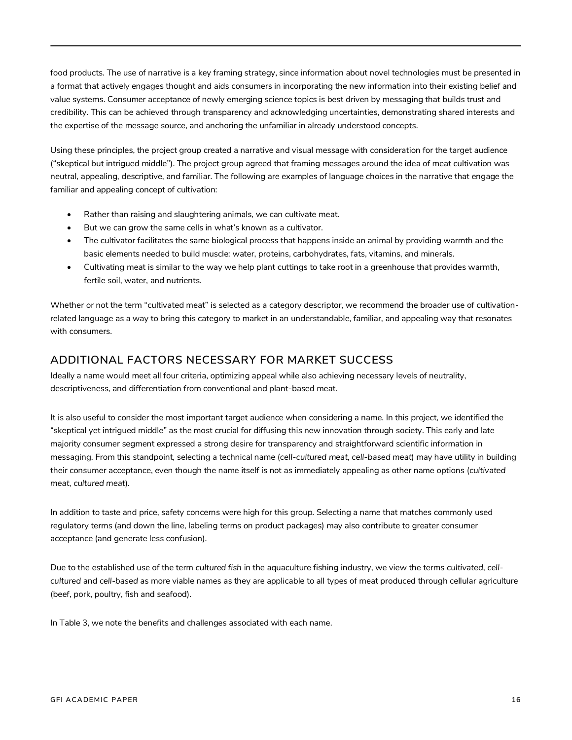food products. The use of narrative is a key framing strategy, since information about novel technologies must be presented in a format that actively engages thought and aids consumers in incorporating the new information into their existing belief and value systems. Consumer acceptance of newly emerging science topics is best driven by messaging that builds trust and credibility. This can be achieved through transparency and acknowledging uncertainties, demonstrating shared interests and the expertise of the message source, and anchoring the unfamiliar in already understood concepts.

Using these principles, the project group created a narrative and visual message with consideration for the target audience ("skeptical but intrigued middle"). The project group agreed that framing messages around the idea of meat cultivation was neutral, appealing, descriptive, and familiar. The following are examples of language choices in the narrative that engage the familiar and appealing concept of cultivation:

- Rather than raising and slaughtering animals, we can cultivate meat.
- But we can grow the same cells in what's known as a cultivator.
- The cultivator facilitates the same biological process that happens inside an animal by providing warmth and the basic elements needed to build muscle: water, proteins, carbohydrates, fats, vitamins, and minerals.
- Cultivating meat is similar to the way we help plant cuttings to take root in a greenhouse that provides warmth, fertile soil, water, and nutrients.

Whether or not the term "cultivated meat" is selected as a category descriptor, we recommend the broader use of cultivation-related language as a way to bring this category to market in an understandable, familiar, and appealing way that resonates with consumers.

## ADDITIONAL FACTORS NECESSARY FOR MARKET SUCCESS

Ideally a name would meet all four criteria, optimizing appeal while also achieving necessary levels of neutrality, descriptiveness, and differentiation from conventional and plant-based meat.

It is also useful to consider the most important target audience when considering a name. In this project, we identified the "skeptical yet intrigued middle" as the most crucial for diffusing this new innovation through society. This early and late majority consumer segment expressed a strong desire for transparency and straightforward scientific information in messaging. From this standpoint, selecting a technical name (*cell-cultured meat*, *cell-based meat*) may have utility in building their consumer acceptance, even though the name itself is not as immediately appealing as other name options (*cultivated meat*, *cultured meat*).

In addition to taste and price, safety concerns were high for this group. Selecting a name that matches commonly used regulatory terms (and down the line, labeling terms on product packages) may also contribute to greater consumer acceptance (and generate less confusion).

Due to the established use of the term *cultured fish* in the aquaculture fishing industry, we view the terms *cultivated*, *cell-cultured* and *cell-based* as more viable names as they are applicable to all types of meat produced through cellular agriculture (beef, pork, poultry, fish and seafood).

In Table 3, we note the benefits and challenges associated with each name.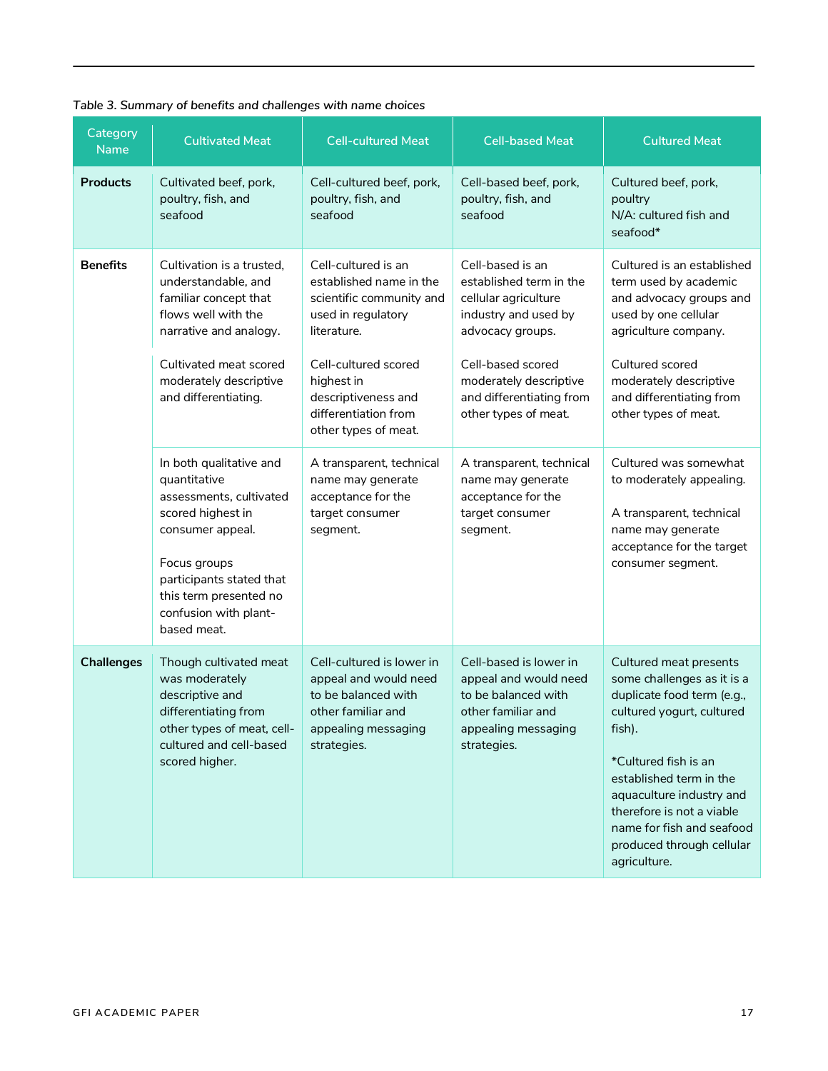*Table 3. Summary of benefits and challenges with name choices*

| Category Name | Cultivated Meat | Cell-cultured Meat | Cell-based Meat | Cultured Meat |
|---|---|---|---|---|
| **Products** | Cultivated beef, pork, poultry, fish, and seafood | Cell-cultured beef, pork, poultry, fish, and seafood | Cell-based beef, pork, poultry, fish, and seafood | Cultured beef, pork, poultry<br>N/A: cultured fish and seafood* |
| **Benefits** | Cultivation is a trusted, understandable, and familiar concept that flows well with the narrative and analogy.<br><br>Cultivated meat scored moderately descriptive and differentiating. | Cell-cultured is an established name in the scientific community and used in regulatory literature.<br><br>Cell-cultured scored highest in descriptiveness and differentiation from other types of meat. | Cell-based is an established term in the cellular agriculture industry and used by advocacy groups.<br><br>Cell-based scored moderately descriptive and differentiating from other types of meat. | Cultured is an established term used by academic and advocacy groups and used by one cellular agriculture company.<br><br>Cultured scored moderately descriptive and differentiating from other types of meat. |
| | In both qualitative and quantitative assessments, cultivated scored highest in consumer appeal.<br><br>Focus groups participants stated that this term presented no confusion with plant-based meat. | A transparent, technical name may generate acceptance for the target consumer segment. | A transparent, technical name may generate acceptance for the target consumer segment. | Cultured was somewhat to moderately appealing.<br><br>A transparent, technical name may generate acceptance for the target consumer segment. |
| **Challenges** | Though cultivated meat was moderately descriptive and differentiating from other types of meat, cell-cultured and cell-based scored higher. | Cell-cultured is lower in appeal and would need to be balanced with other familiar and appealing messaging strategies. | Cell-based is lower in appeal and would need to be balanced with other familiar and appealing messaging strategies. | Cultured meat presents some challenges as it is a duplicate food term (e.g., cultured yogurt, cultured fish).<br><br>*Cultured fish is an established term in the aquaculture industry and therefore is not a viable name for fish and seafood produced through cellular agriculture. |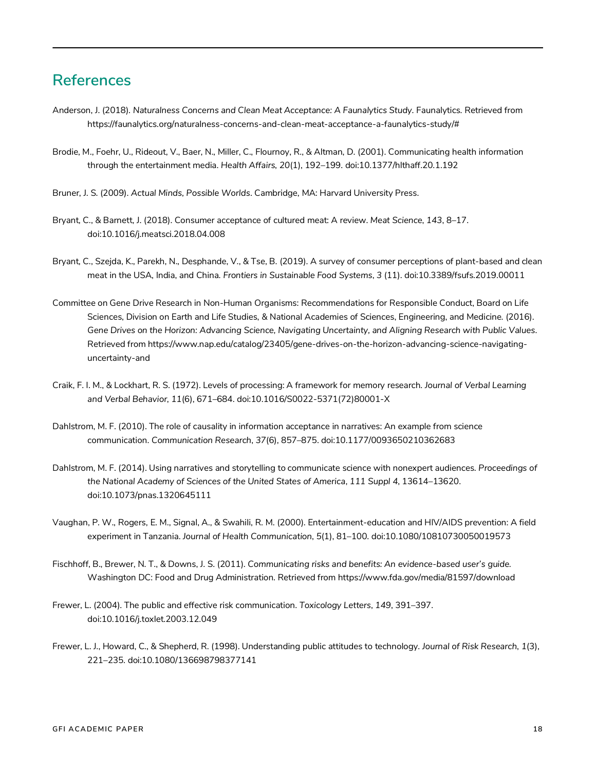## References

Anderson, J. (2018). *Naturalness Concerns and Clean Meat Acceptance: A Faunalytics Study*. Faunalytics. Retrieved from https://faunalytics.org/naturalness-concerns-and-clean-meat-acceptance-a-faunalytics-study/#

Brodie, M., Foehr, U., Rideout, V., Baer, N., Miller, C., Flournoy, R., & Altman, D. (2001). Communicating health information through the entertainment media. *Health Affairs*, *20*(1), 192–199. doi:10.1377/hlthaff.20.1.192

Bruner, J. S. (2009). *Actual Minds, Possible Worlds*. Cambridge, MA: Harvard University Press.

Bryant, C., & Barnett, J. (2018). Consumer acceptance of cultured meat: A review. *Meat Science*, *143*, 8–17. doi:10.1016/j.meatsci.2018.04.008

Bryant, C., Szejda, K., Parekh, N., Desphande, V., & Tse, B. (2019). A survey of consumer perceptions of plant-based and clean meat in the USA, India, and China. *Frontiers in Sustainable Food Systems*, *3* (11). doi:10.3389/fsufs.2019.00011

Committee on Gene Drive Research in Non-Human Organisms: Recommendations for Responsible Conduct, Board on Life Sciences, Division on Earth and Life Studies, & National Academies of Sciences, Engineering, and Medicine. (2016). *Gene Drives on the Horizon: Advancing Science, Navigating Uncertainty, and Aligning Research with Public Values*. Retrieved from https://www.nap.edu/catalog/23405/gene-drives-on-the-horizon-advancing-science-navigating-uncertainty-and

Craik, F. I. M., & Lockhart, R. S. (1972). Levels of processing: A framework for memory research. *Journal of Verbal Learning and Verbal Behavior*, *11*(6), 671–684. doi:10.1016/S0022-5371(72)80001-X

Dahlstrom, M. F. (2010). The role of causality in information acceptance in narratives: An example from science communication. *Communication Research*, *37*(6), 857–875. doi:10.1177/0093650210362683

Dahlstrom, M. F. (2014). Using narratives and storytelling to communicate science with nonexpert audiences. *Proceedings of the National Academy of Sciences of the United States of America*, *111 Suppl 4*, 13614–13620. doi:10.1073/pnas.1320645111

Vaughan, P. W., Rogers, E. M., Signal, A., & Swahili, R. M. (2000). Entertainment-education and HIV/AIDS prevention: A field experiment in Tanzania. *Journal of Health Communication*, 5(1), 81–100. doi:10.1080/10810730050019573

Fischhoff, B., Brewer, N. T., & Downs, J. S. (2011). *Communicating risks and benefits: An evidence-based user's guide.* Washington DC: Food and Drug Administration. Retrieved from https://www.fda.gov/media/81597/download

Frewer, L. (2004). The public and effective risk communication. *Toxicology Letters*, *149*, 391–397. doi:10.1016/j.toxlet.2003.12.049

Frewer, L. J., Howard, C., & Shepherd, R. (1998). Understanding public attitudes to technology. *Journal of Risk Research*, *1*(3), 221–235. doi:10.1080/136698798377141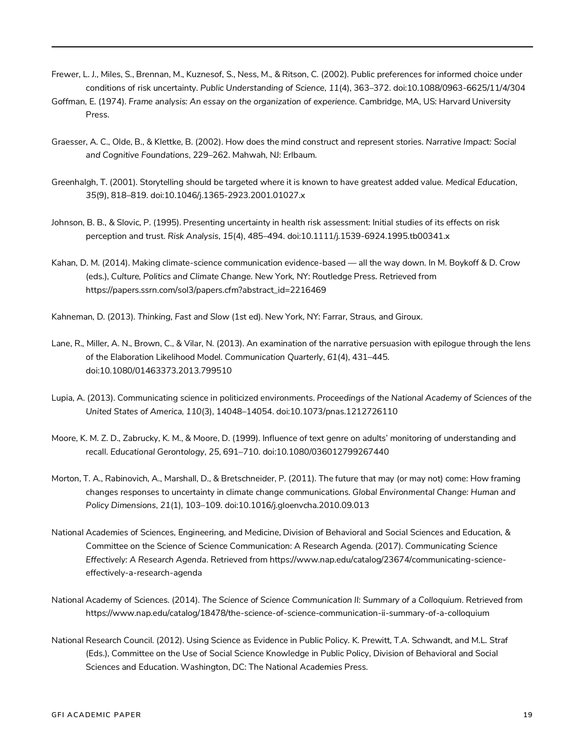Frewer, L. J., Miles, S., Brennan, M., Kuznesof, S., Ness, M., & Ritson, C. (2002). Public preferences for informed choice under conditions of risk uncertainty. *Public Understanding of Science*, *11*(4), 363–372. doi:10.1088/0963-6625/11/4/304

Goffman, E. (1974). *Frame analysis: An essay on the organization of experience*. Cambridge, MA, US: Harvard University Press.

Graesser, A. C., Olde, B., & Klettke, B. (2002). How does the mind construct and represent stories. *Narrative Impact: Social and Cognitive Foundations*, 229–262. Mahwah, NJ: Erlbaum.

Greenhalgh, T. (2001). Storytelling should be targeted where it is known to have greatest added value. *Medical Education*, *35*(9), 818–819. doi:10.1046/j.1365-2923.2001.01027.x

Johnson, B. B., & Slovic, P. (1995). Presenting uncertainty in health risk assessment: Initial studies of its effects on risk perception and trust. *Risk Analysis*, *15*(4), 485–494. doi:10.1111/j.1539-6924.1995.tb00341.x

Kahan, D. M. (2014). Making climate-science communication evidence-based — all the way down. In M. Boykoff & D. Crow (eds.), *Culture, Politics and Climate Change*. New York, NY: Routledge Press. Retrieved from https://papers.ssrn.com/sol3/papers.cfm?abstract_id=2216469

Kahneman, D. (2013). *Thinking, Fast and Slow* (1st ed). New York, NY: Farrar, Straus, and Giroux.

Lane, R., Miller, A. N., Brown, C., & Vilar, N. (2013). An examination of the narrative persuasion with epilogue through the lens of the Elaboration Likelihood Model. *Communication Quarterly*, *61*(4), 431–445. doi:10.1080/01463373.2013.799510

Lupia, A. (2013). Communicating science in politicized environments. *Proceedings of the National Academy of Sciences of the United States of America*, *110*(3), 14048–14054. doi:10.1073/pnas.1212726110

Moore, K. M. Z. D., Zabrucky, K. M., & Moore, D. (1999). Influence of text genre on adults' monitoring of understanding and recall. *Educational Gerontology*, *25*, 691–710. doi:10.1080/036012799267440

Morton, T. A., Rabinovich, A., Marshall, D., & Bretschneider, P. (2011). The future that may (or may not) come: How framing changes responses to uncertainty in climate change communications. *Global Environmental Change: Human and Policy Dimensions*, *21*(1), 103–109. doi:10.1016/j.gloenvcha.2010.09.013

National Academies of Sciences, Engineering, and Medicine, Division of Behavioral and Social Sciences and Education, & Committee on the Science of Science Communication: A Research Agenda. (2017). *Communicating Science Effectively: A Research Agenda*. Retrieved from https://www.nap.edu/catalog/23674/communicating-science-effectively-a-research-agenda

National Academy of Sciences. (2014). *The Science of Science Communication II: Summary of a Colloquium*. Retrieved from https://www.nap.edu/catalog/18478/the-science-of-science-communication-ii-summary-of-a-colloquium

National Research Council. (2012). Using Science as Evidence in Public Policy. K. Prewitt, T.A. Schwandt, and M.L. Straf (Eds.), Committee on the Use of Social Science Knowledge in Public Policy, Division of Behavioral and Social Sciences and Education. Washington, DC: The National Academies Press.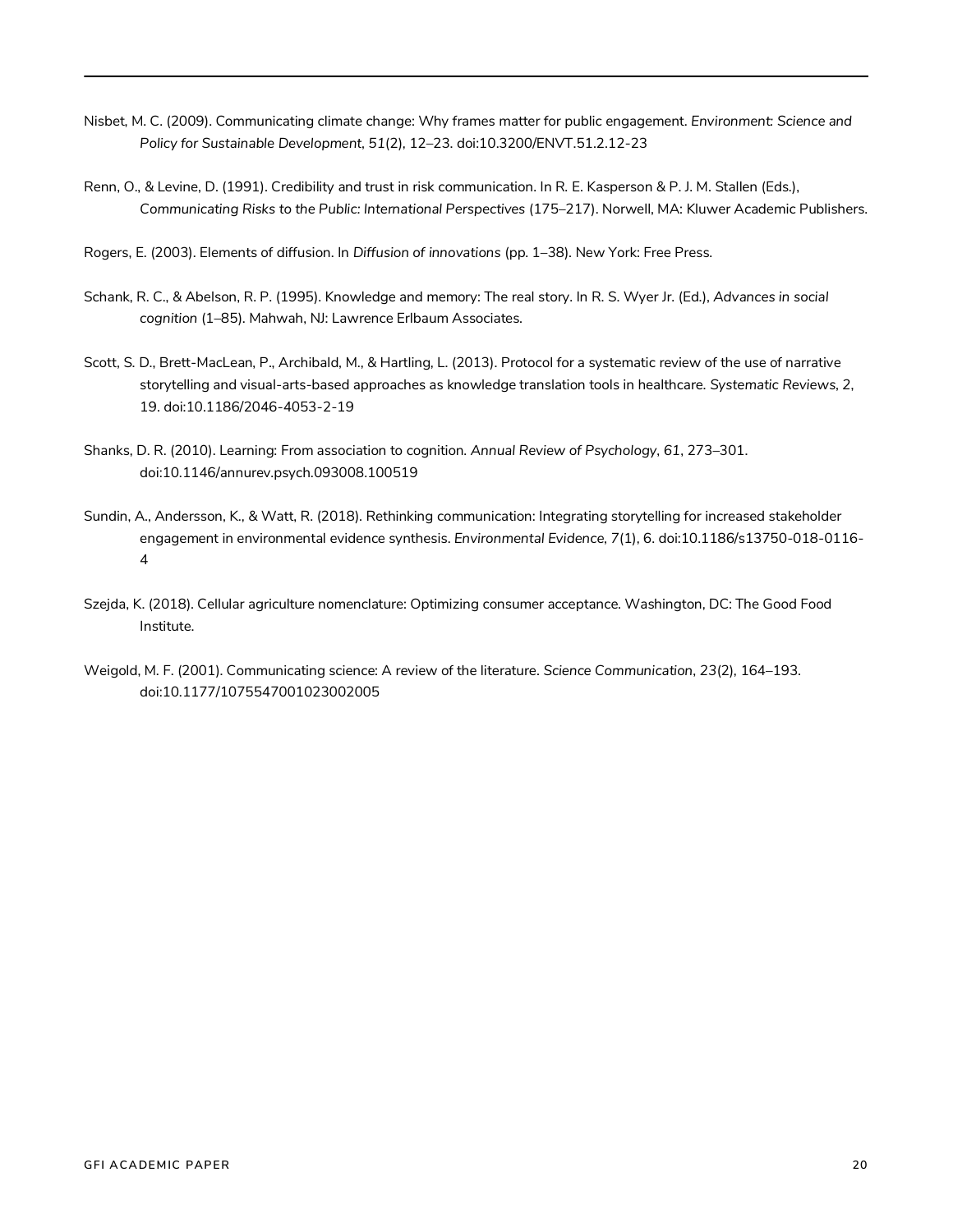Nisbet, M. C. (2009). Communicating climate change: Why frames matter for public engagement. *Environment: Science and Policy for Sustainable Development*, *51*(2), 12–23. doi:10.3200/ENVT.51.2.12-23

Renn, O., & Levine, D. (1991). Credibility and trust in risk communication. In R. E. Kasperson & P. J. M. Stallen (Eds.), *Communicating Risks to the Public: International Perspectives* (175–217). Norwell, MA: Kluwer Academic Publishers.

Rogers, E. (2003). Elements of diffusion. In *Diffusion of innovations* (pp. 1–38). New York: Free Press.

Schank, R. C., & Abelson, R. P. (1995). Knowledge and memory: The real story. In R. S. Wyer Jr. (Ed.), *Advances in social cognition* (1–85). Mahwah, NJ: Lawrence Erlbaum Associates.

Scott, S. D., Brett-MacLean, P., Archibald, M., & Hartling, L. (2013). Protocol for a systematic review of the use of narrative storytelling and visual-arts-based approaches as knowledge translation tools in healthcare. *Systematic Reviews*, 2, 19. doi:10.1186/2046-4053-2-19

Shanks, D. R. (2010). Learning: From association to cognition. *Annual Review of Psychology*, *61*, 273–301. doi:10.1146/annurev.psych.093008.100519

Sundin, A., Andersson, K., & Watt, R. (2018). Rethinking communication: Integrating storytelling for increased stakeholder engagement in environmental evidence synthesis. *Environmental Evidence*, *7*(1), 6. doi:10.1186/s13750-018-0116-4

Szejda, K. (2018). Cellular agriculture nomenclature: Optimizing consumer acceptance. Washington, DC: The Good Food Institute.

Weigold, M. F. (2001). Communicating science: A review of the literature. *Science Communication*, *23*(2), 164–193. doi:10.1177/1075547001023002005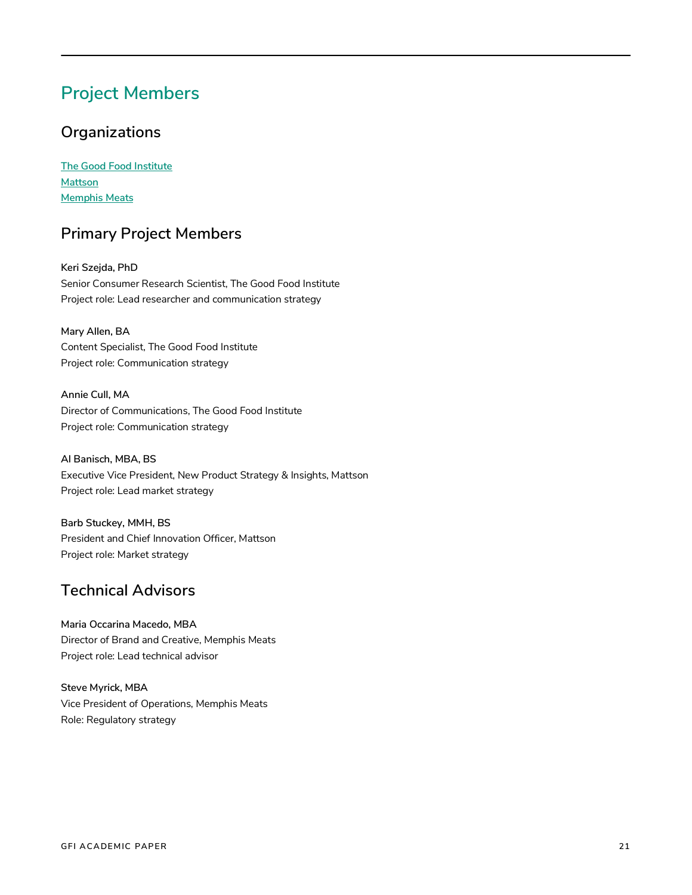# Project Members

## Organizations

The Good Food Institute
Mattson
Memphis Meats

## Primary Project Members

**Keri Szejda, PhD**
Senior Consumer Research Scientist, The Good Food Institute
Project role: Lead researcher and communication strategy

**Mary Allen, BA**
Content Specialist, The Good Food Institute
Project role: Communication strategy

**Annie Cull, MA**
Director of Communications, The Good Food Institute
Project role: Communication strategy

**Al Banisch, MBA, BS**
Executive Vice President, New Product Strategy & Insights, Mattson
Project role: Lead market strategy

**Barb Stuckey, MMH, BS**
President and Chief Innovation Officer, Mattson
Project role: Market strategy

## Technical Advisors

**Maria Occarina Macedo, MBA**
Director of Brand and Creative, Memphis Meats
Project role: Lead technical advisor

**Steve Myrick, MBA**
Vice President of Operations, Memphis Meats
Role: Regulatory strategy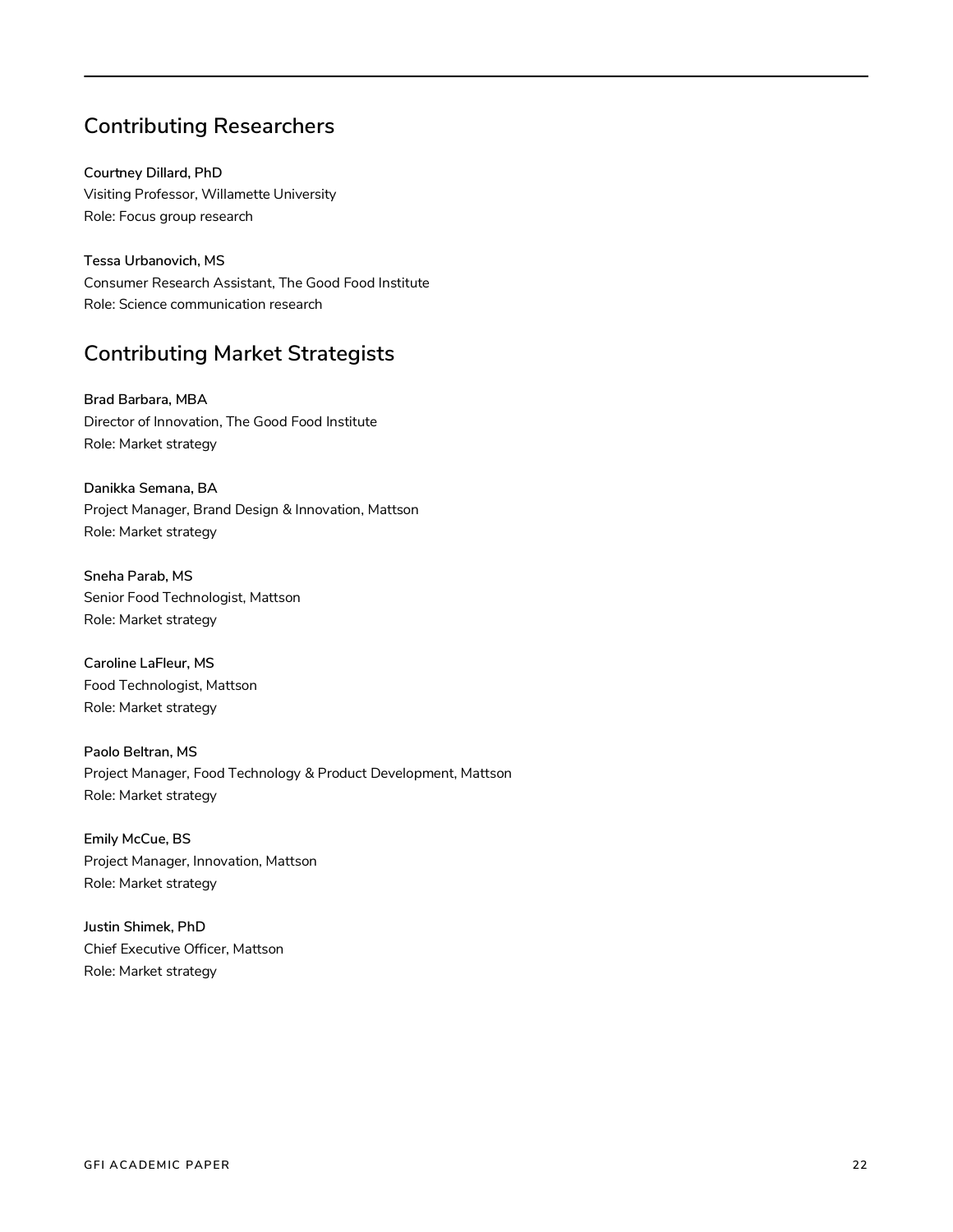## Contributing Researchers

**Courtney Dillard, PhD**
Visiting Professor, Willamette University
Role: Focus group research

**Tessa Urbanovich, MS**
Consumer Research Assistant, The Good Food Institute
Role: Science communication research

## Contributing Market Strategists

**Brad Barbara, MBA**
Director of Innovation, The Good Food Institute
Role: Market strategy

**Danikka Semana, BA**
Project Manager, Brand Design & Innovation, Mattson
Role: Market strategy

**Sneha Parab, MS**
Senior Food Technologist, Mattson
Role: Market strategy

**Caroline LaFleur, MS**
Food Technologist, Mattson
Role: Market strategy

**Paolo Beltran, MS**
Project Manager, Food Technology & Product Development, Mattson
Role: Market strategy

**Emily McCue, BS**
Project Manager, Innovation, Mattson
Role: Market strategy

**Justin Shimek, PhD**
Chief Executive Officer, Mattson
Role: Market strategy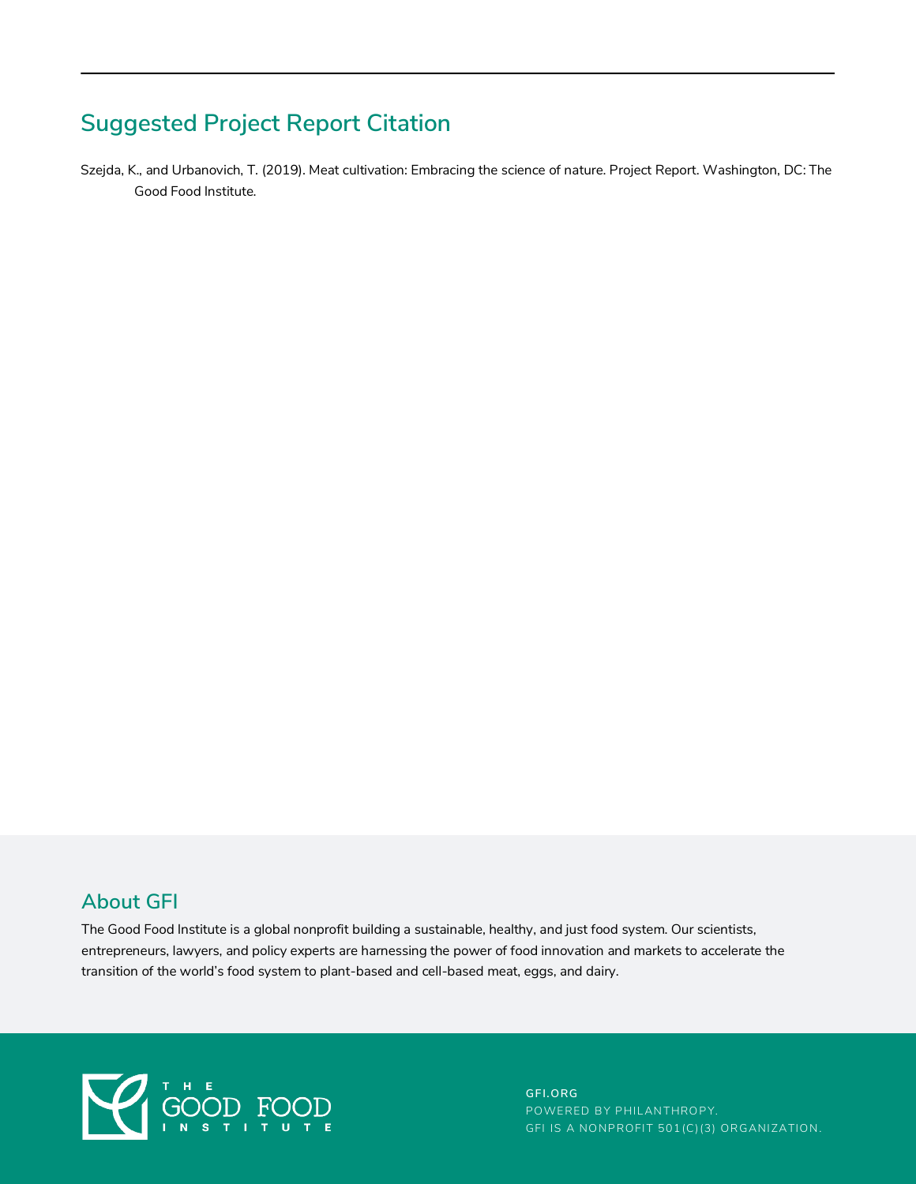## Suggested Project Report Citation

Szejda, K., and Urbanovich, T. (2019). Meat cultivation: Embracing the science of nature. Project Report. Washington, DC: The Good Food Institute.

## About GFI

The Good Food Institute is a global nonprofit building a sustainable, healthy, and just food system. Our scientists, entrepreneurs, lawyers, and policy experts are harnessing the power of food innovation and markets to accelerate the transition of the world's food system to plant-based and cell-based meat, eggs, and dairy.

THE GOOD FOOD INSTITUTE

GFI.ORG
POWERED BY PHILANTHROPY.
GFI IS A NONPROFIT 501(C)(3) ORGANIZATION.